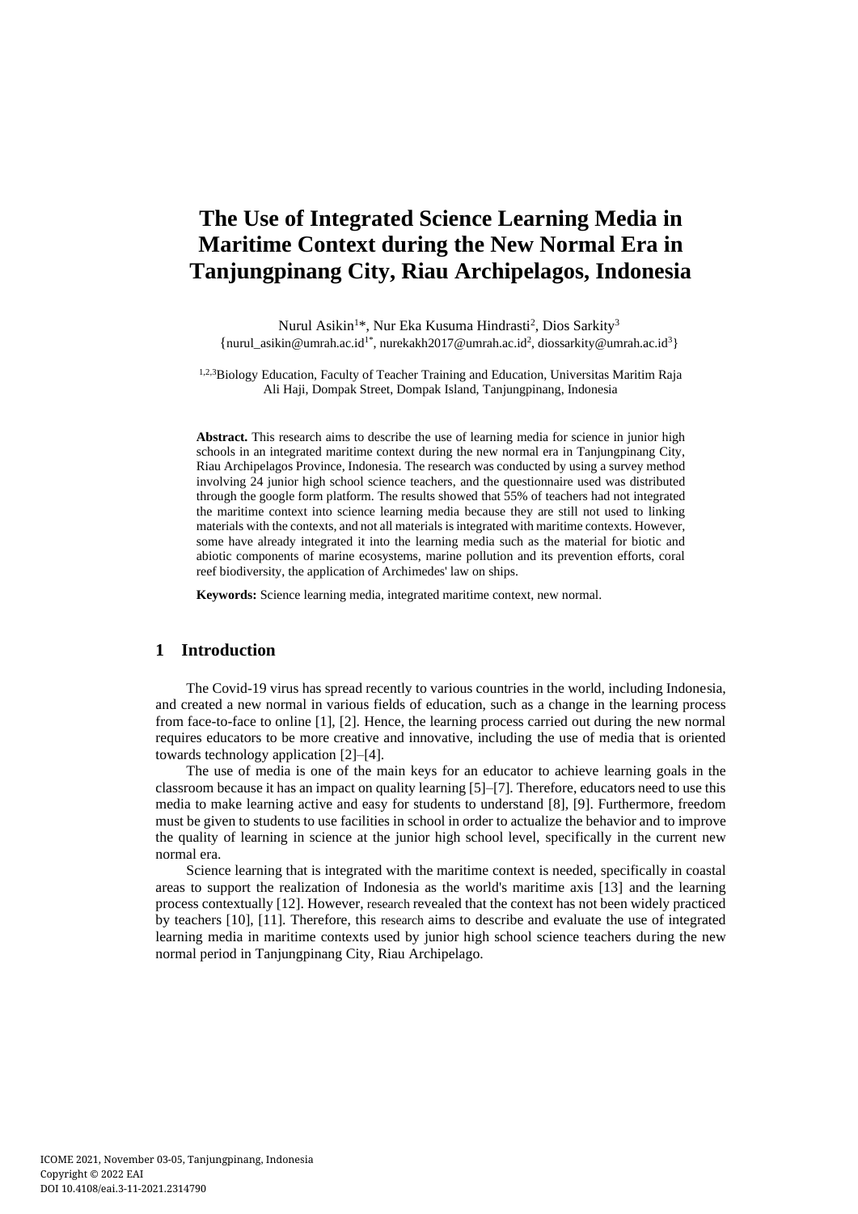# The Use of Integrated Science Learning Media in Maritime Context during the New Normal Era in Tanjungpinang City, Riau Archipelagos, Indonesia

Nurul Asikin[1]*, Nur Eka Kusuma Hindrasti[2], Dios Sarkity[3]

{nurul_asikin@umrah.ac.id[1*], nurekakh2017@umrah.ac.id[2], diossarkity@umrah.ac.id[3]}

[1,2,3]Biology Education, Faculty of Teacher Training and Education, Universitas Maritim Raja Ali Haji, Dompak Street, Dompak Island, Tanjungpinang, Indonesia

**Abstract.** This research aims to describe the use of learning media for science in junior high schools in an integrated maritime context during the new normal era in Tanjungpinang City, Riau Archipelagos Province, Indonesia. The research was conducted by using a survey method involving 24 junior high school science teachers, and the questionnaire used was distributed through the google form platform. The results showed that 55% of teachers had not integrated the maritime context into science learning media because they are still not used to linking materials with the contexts, and not all materials is integrated with maritime contexts. However, some have already integrated it into the learning media such as the material for biotic and abiotic components of marine ecosystems, marine pollution and its prevention efforts, coral reef biodiversity, the application of Archimedes' law on ships.

**Keywords:** Science learning media, integrated maritime context, new normal.

## 1 Introduction

The Covid-19 virus has spread recently to various countries in the world, including Indonesia, and created a new normal in various fields of education, such as a change in the learning process from face-to-face to online [1], [2]. Hence, the learning process carried out during the new normal requires educators to be more creative and innovative, including the use of media that is oriented towards technology application [2]–[4].

The use of media is one of the main keys for an educator to achieve learning goals in the classroom because it has an impact on quality learning [5]–[7]. Therefore, educators need to use this media to make learning active and easy for students to understand [8], [9]. Furthermore, freedom must be given to students to use facilities in school in order to actualize the behavior and to improve the quality of learning in science at the junior high school level, specifically in the current new normal era.

Science learning that is integrated with the maritime context is needed, specifically in coastal areas to support the realization of Indonesia as the world's maritime axis [13] and the learning process contextually [12]. However, research revealed that the context has not been widely practiced by teachers [10], [11]. Therefore, this research aims to describe and evaluate the use of integrated learning media in maritime contexts used by junior high school science teachers during the new normal period in Tanjungpinang City, Riau Archipelago.

ICOME 2021, November 03-05, Tanjungpinang, Indonesia
Copyright © 2022 EAI
DOI 10.4108/eai.3-11-2021.2314790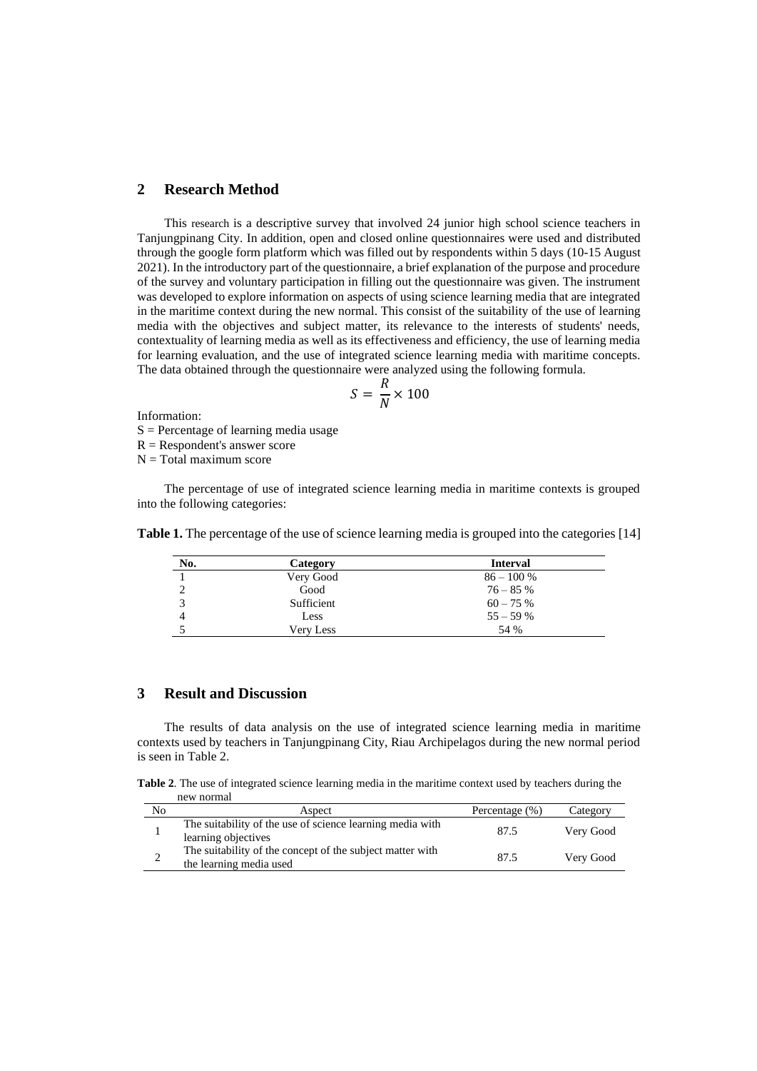## 2 Research Method

This research is a descriptive survey that involved 24 junior high school science teachers in Tanjungpinang City. In addition, open and closed online questionnaires were used and distributed through the google form platform which was filled out by respondents within 5 days (10-15 August 2021). In the introductory part of the questionnaire, a brief explanation of the purpose and procedure of the survey and voluntary participation in filling out the questionnaire was given. The instrument was developed to explore information on aspects of using science learning media that are integrated in the maritime context during the new normal. This consist of the suitability of the use of learning media with the objectives and subject matter, its relevance to the interests of students' needs, contextuality of learning media as well as its effectiveness and efficiency, the use of learning media for learning evaluation, and the use of integrated science learning media with maritime concepts. The data obtained through the questionnaire were analyzed using the following formula.

$$S = \frac{R}{N} \times 100$$

Information:
S = Percentage of learning media usage
R = Respondent's answer score
N = Total maximum score

The percentage of use of integrated science learning media in maritime contexts is grouped into the following categories:

**Table 1.** The percentage of the use of science learning media is grouped into the categories [14]

| No. | Category | Interval |
|---|---|---|
| 1 | Very Good | 86 – 100 % |
| 2 | Good | 76 – 85 % |
| 3 | Sufficient | 60 – 75 % |
| 4 | Less | 55 – 59 % |
| 5 | Very Less | 54 % |

## 3 Result and Discussion

The results of data analysis on the use of integrated science learning media in maritime contexts used by teachers in Tanjungpinang City, Riau Archipelagos during the new normal period is seen in Table 2.

**Table 2**. The use of integrated science learning media in the maritime context used by teachers during the new normal

| No | Aspect | Percentage (%) | Category |
|---|---|---|---|
| 1 | The suitability of the use of science learning media with learning objectives | 87.5 | Very Good |
| 2 | The suitability of the concept of the subject matter with the learning media used | 87.5 | Very Good |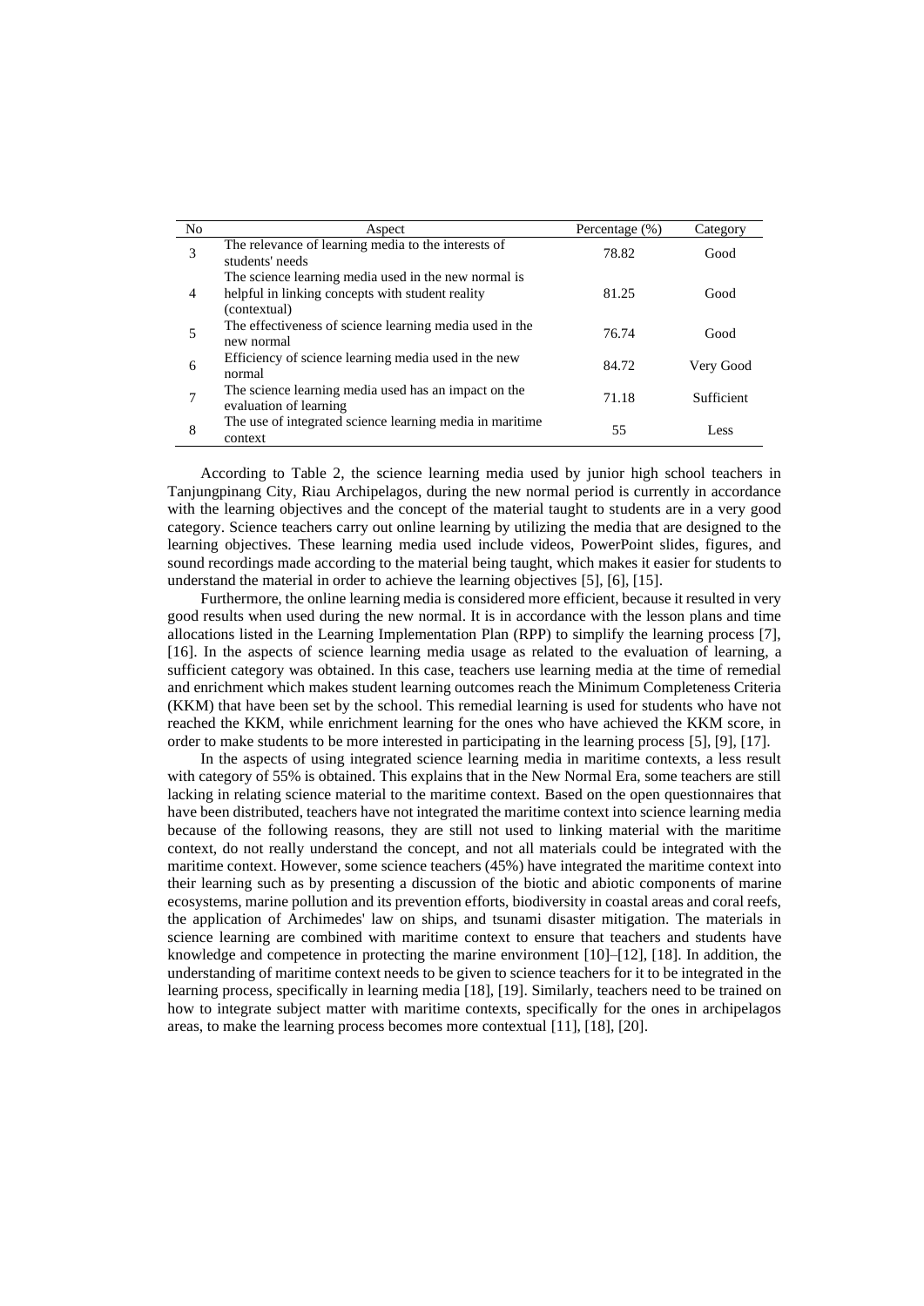| No | Aspect | Percentage (%) | Category |
|---|---|---|---|
| 3 | The relevance of learning media to the interests of students' needs | 78.82 | Good |
| 4 | The science learning media used in the new normal is helpful in linking concepts with student reality (contextual) | 81.25 | Good |
| 5 | The effectiveness of science learning media used in the new normal | 76.74 | Good |
| 6 | Efficiency of science learning media used in the new normal | 84.72 | Very Good |
| 7 | The science learning media used has an impact on the evaluation of learning | 71.18 | Sufficient |
| 8 | The use of integrated science learning media in maritime context | 55 | Less |

According to Table 2, the science learning media used by junior high school teachers in Tanjungpinang City, Riau Archipelagos, during the new normal period is currently in accordance with the learning objectives and the concept of the material taught to students are in a very good category. Science teachers carry out online learning by utilizing the media that are designed to the learning objectives. These learning media used include videos, PowerPoint slides, figures, and sound recordings made according to the material being taught, which makes it easier for students to understand the material in order to achieve the learning objectives [5], [6], [15].

Furthermore, the online learning media is considered more efficient, because it resulted in very good results when used during the new normal. It is in accordance with the lesson plans and time allocations listed in the Learning Implementation Plan (RPP) to simplify the learning process [7], [16]. In the aspects of science learning media usage as related to the evaluation of learning, a sufficient category was obtained. In this case, teachers use learning media at the time of remedial and enrichment which makes student learning outcomes reach the Minimum Completeness Criteria (KKM) that have been set by the school. This remedial learning is used for students who have not reached the KKM, while enrichment learning for the ones who have achieved the KKM score, in order to make students to be more interested in participating in the learning process [5], [9], [17].

In the aspects of using integrated science learning media in maritime contexts, a less result with category of 55% is obtained. This explains that in the New Normal Era, some teachers are still lacking in relating science material to the maritime context. Based on the open questionnaires that have been distributed, teachers have not integrated the maritime context into science learning media because of the following reasons, they are still not used to linking material with the maritime context, do not really understand the concept, and not all materials could be integrated with the maritime context. However, some science teachers (45%) have integrated the maritime context into their learning such as by presenting a discussion of the biotic and abiotic components of marine ecosystems, marine pollution and its prevention efforts, biodiversity in coastal areas and coral reefs, the application of Archimedes' law on ships, and tsunami disaster mitigation. The materials in science learning are combined with maritime context to ensure that teachers and students have knowledge and competence in protecting the marine environment [10]–[12], [18]. In addition, the understanding of maritime context needs to be given to science teachers for it to be integrated in the learning process, specifically in learning media [18], [19]. Similarly, teachers need to be trained on how to integrate subject matter with maritime contexts, specifically for the ones in archipelagos areas, to make the learning process becomes more contextual [11], [18], [20].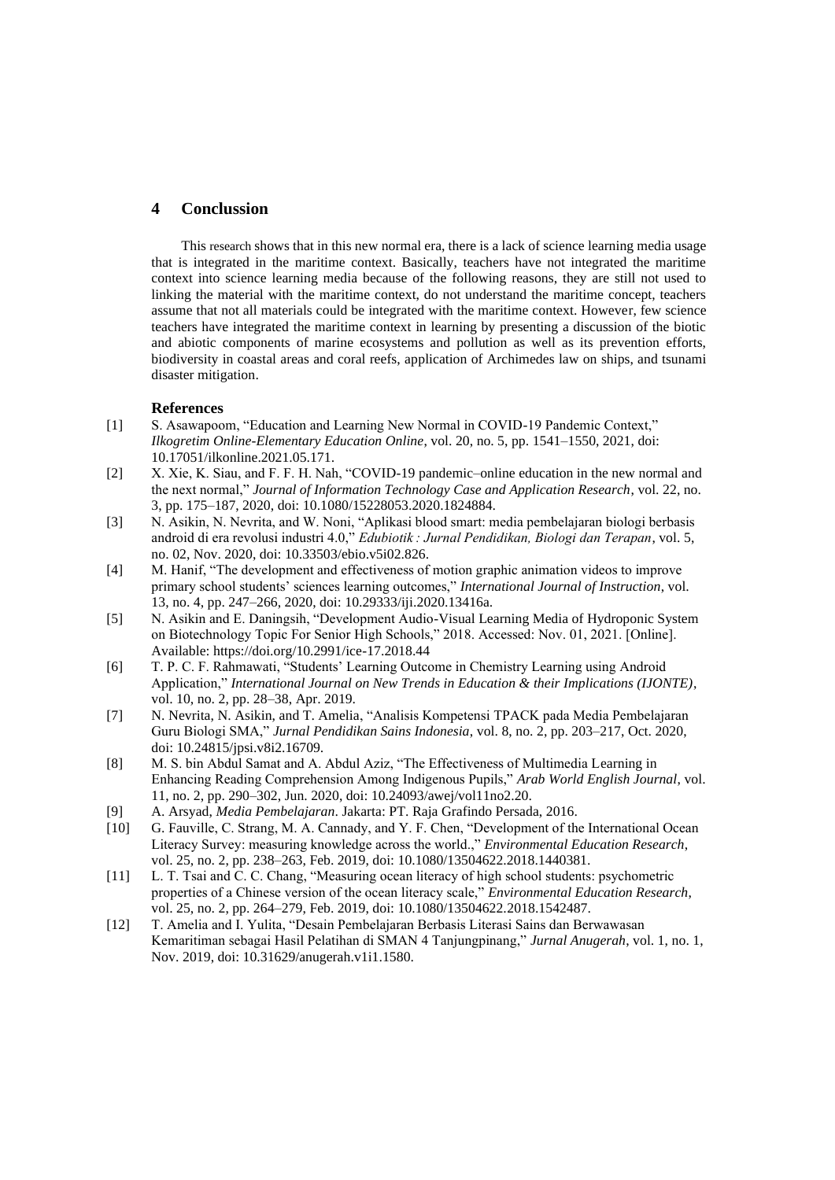## 4 Conclussion

This research shows that in this new normal era, there is a lack of science learning media usage that is integrated in the maritime context. Basically, teachers have not integrated the maritime context into science learning media because of the following reasons, they are still not used to linking the material with the maritime context, do not understand the maritime concept, teachers assume that not all materials could be integrated with the maritime context. However, few science teachers have integrated the maritime context in learning by presenting a discussion of the biotic and abiotic components of marine ecosystems and pollution as well as its prevention efforts, biodiversity in coastal areas and coral reefs, application of Archimedes law on ships, and tsunami disaster mitigation.

### References

[1] S. Asawapoom, "Education and Learning New Normal in COVID-19 Pandemic Context," *Ilkogretim Online-Elementary Education Online*, vol. 20, no. 5, pp. 1541–1550, 2021, doi: 10.17051/ilkonline.2021.05.171.

[2] X. Xie, K. Siau, and F. F. H. Nah, "COVID-19 pandemic–online education in the new normal and the next normal," *Journal of Information Technology Case and Application Research*, vol. 22, no. 3, pp. 175–187, 2020, doi: 10.1080/15228053.2020.1824884.

[3] N. Asikin, N. Nevrita, and W. Noni, "Aplikasi blood smart: media pembelajaran biologi berbasis android di era revolusi industri 4.0," *Edubiotik : Jurnal Pendidikan, Biologi dan Terapan*, vol. 5, no. 02, Nov. 2020, doi: 10.33503/ebio.v5i02.826.

[4] M. Hanif, "The development and effectiveness of motion graphic animation videos to improve primary school students' sciences learning outcomes," *International Journal of Instruction*, vol. 13, no. 4, pp. 247–266, 2020, doi: 10.29333/iji.2020.13416a.

[5] N. Asikin and E. Daningsih, "Development Audio-Visual Learning Media of Hydroponic System on Biotechnology Topic For Senior High Schools," 2018. Accessed: Nov. 01, 2021. [Online]. Available: https://doi.org/10.2991/ice-17.2018.44

[6] T. P. C. F. Rahmawati, "Students' Learning Outcome in Chemistry Learning using Android Application," *International Journal on New Trends in Education & their Implications (IJONTE)*, vol. 10, no. 2, pp. 28–38, Apr. 2019.

[7] N. Nevrita, N. Asikin, and T. Amelia, "Analisis Kompetensi TPACK pada Media Pembelajaran Guru Biologi SMA," *Jurnal Pendidikan Sains Indonesia*, vol. 8, no. 2, pp. 203–217, Oct. 2020, doi: 10.24815/jpsi.v8i2.16709.

[8] M. S. bin Abdul Samat and A. Abdul Aziz, "The Effectiveness of Multimedia Learning in Enhancing Reading Comprehension Among Indigenous Pupils," *Arab World English Journal*, vol. 11, no. 2, pp. 290–302, Jun. 2020, doi: 10.24093/awej/vol11no2.20.

[9] A. Arsyad, *Media Pembelajaran*. Jakarta: PT. Raja Grafindo Persada, 2016.

[10] G. Fauville, C. Strang, M. A. Cannady, and Y. F. Chen, "Development of the International Ocean Literacy Survey: measuring knowledge across the world.," *Environmental Education Research*, vol. 25, no. 2, pp. 238–263, Feb. 2019, doi: 10.1080/13504622.2018.1440381.

[11] L. T. Tsai and C. C. Chang, "Measuring ocean literacy of high school students: psychometric properties of a Chinese version of the ocean literacy scale," *Environmental Education Research*, vol. 25, no. 2, pp. 264–279, Feb. 2019, doi: 10.1080/13504622.2018.1542487.

[12] T. Amelia and I. Yulita, "Desain Pembelajaran Berbasis Literasi Sains dan Berwawasan Kemaritiman sebagai Hasil Pelatihan di SMAN 4 Tanjungpinang," *Jurnal Anugerah*, vol. 1, no. 1, Nov. 2019, doi: 10.31629/anugerah.v1i1.1580.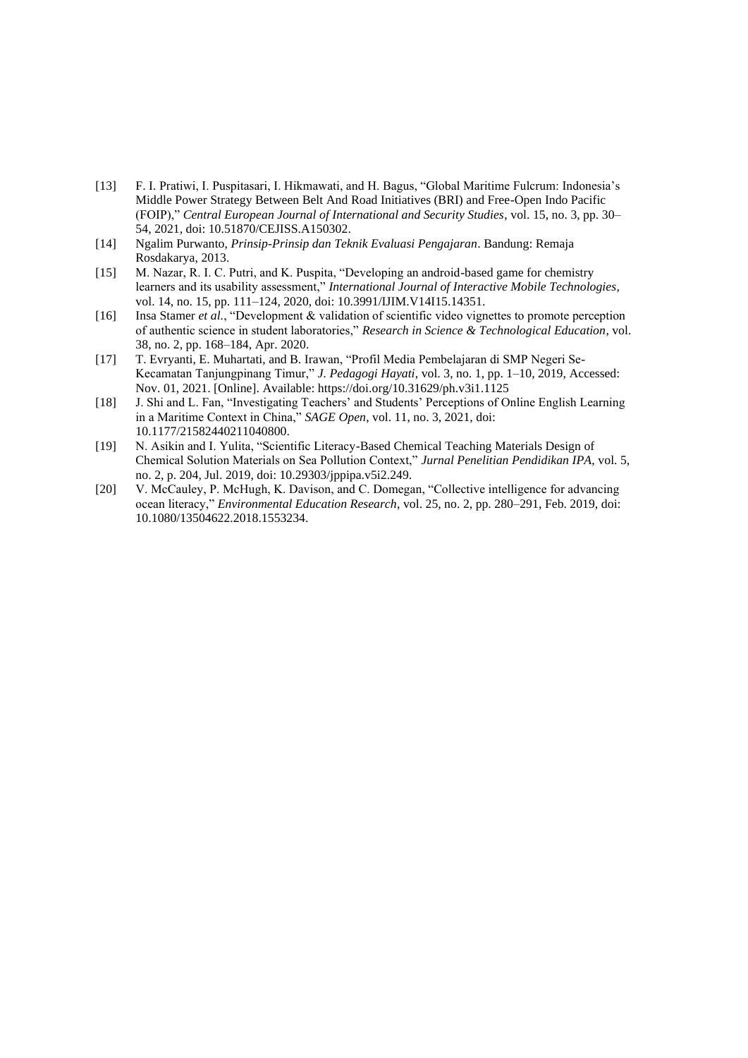[13] F. I. Pratiwi, I. Puspitasari, I. Hikmawati, and H. Bagus, "Global Maritime Fulcrum: Indonesia's Middle Power Strategy Between Belt And Road Initiatives (BRI) and Free-Open Indo Pacific (FOIP)," *Central European Journal of International and Security Studies*, vol. 15, no. 3, pp. 30–54, 2021, doi: 10.51870/CEJISS.A150302.

[14] Ngalim Purwanto, *Prinsip-Prinsip dan Teknik Evaluasi Pengajaran*. Bandung: Remaja Rosdakarya, 2013.

[15] M. Nazar, R. I. C. Putri, and K. Puspita, "Developing an android-based game for chemistry learners and its usability assessment," *International Journal of Interactive Mobile Technologies*, vol. 14, no. 15, pp. 111–124, 2020, doi: 10.3991/IJIM.V14I15.14351.

[16] Insa Stamer *et al.*, "Development & validation of scientific video vignettes to promote perception of authentic science in student laboratories," *Research in Science & Technological Education*, vol. 38, no. 2, pp. 168–184, Apr. 2020.

[17] T. Evryanti, E. Muhartati, and B. Irawan, "Profil Media Pembelajaran di SMP Negeri Se-Kecamatan Tanjungpinang Timur," *J. Pedagogi Hayati*, vol. 3, no. 1, pp. 1–10, 2019, Accessed: Nov. 01, 2021. [Online]. Available: https://doi.org/10.31629/ph.v3i1.1125

[18] J. Shi and L. Fan, "Investigating Teachers' and Students' Perceptions of Online English Learning in a Maritime Context in China," *SAGE Open*, vol. 11, no. 3, 2021, doi: 10.1177/21582440211040800.

[19] N. Asikin and I. Yulita, "Scientific Literacy-Based Chemical Teaching Materials Design of Chemical Solution Materials on Sea Pollution Context," *Jurnal Penelitian Pendidikan IPA*, vol. 5, no. 2, p. 204, Jul. 2019, doi: 10.29303/jppipa.v5i2.249.

[20] V. McCauley, P. McHugh, K. Davison, and C. Domegan, "Collective intelligence for advancing ocean literacy," *Environmental Education Research*, vol. 25, no. 2, pp. 280–291, Feb. 2019, doi: 10.1080/13504622.2018.1553234.